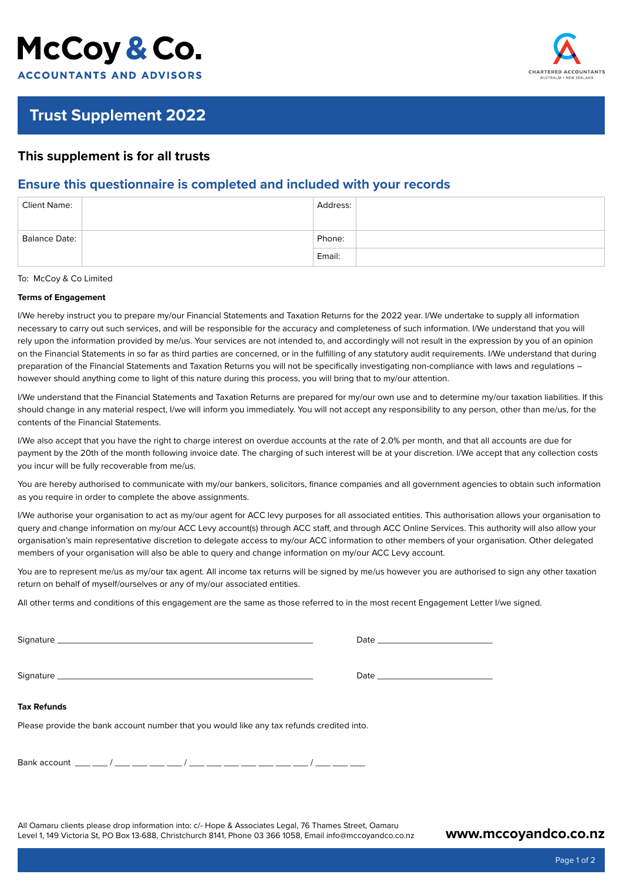McCoy & Co.
ACCOUNTANTS AND ADVISORS

CHARTERED ACCOUNTANTS AUSTRALIA • NEW ZEALAND

# Trust Supplement 2022

## This supplement is for all trusts

## Ensure this questionnaire is completed and included with your records

| Client Name: | | Address: | |
|---|---|---|---|
| Balance Date: | | Phone: | |
| | | Email: | |

To: McCoy & Co Limited

**Terms of Engagement**

I/We hereby instruct you to prepare my/our Financial Statements and Taxation Returns for the 2022 year. I/We undertake to supply all information necessary to carry out such services, and will be responsible for the accuracy and completeness of such information. I/We understand that you will rely upon the information provided by me/us. Your services are not intended to, and accordingly will not result in the expression by you of an opinion on the Financial Statements in so far as third parties are concerned, or in the fulfilling of any statutory audit requirements. I/We understand that during preparation of the Financial Statements and Taxation Returns you will not be specifically investigating non-compliance with laws and regulations – however should anything come to light of this nature during this process, you will bring that to my/our attention.

I/We understand that the Financial Statements and Taxation Returns are prepared for my/our own use and to determine my/our taxation liabilities. If this should change in any material respect, I/we will inform you immediately. You will not accept any responsibility to any person, other than me/us, for the contents of the Financial Statements.

I/We also accept that you have the right to charge interest on overdue accounts at the rate of 2.0% per month, and that all accounts are due for payment by the 20th of the month following invoice date. The charging of such interest will be at your discretion. I/We accept that any collection costs you incur will be fully recoverable from me/us.

You are hereby authorised to communicate with my/our bankers, solicitors, finance companies and all government agencies to obtain such information as you require in order to complete the above assignments.

I/We authorise your organisation to act as my/our agent for ACC levy purposes for all associated entities. This authorisation allows your organisation to query and change information on my/our ACC Levy account(s) through ACC staff, and through ACC Online Services. This authority will also allow your organisation's main representative discretion to delegate access to my/our ACC information to other members of your organisation. Other delegated members of your organisation will also be able to query and change information on my/our ACC Levy account.

You are to represent me/us as my/our tax agent. All income tax returns will be signed by me/us however you are authorised to sign any other taxation return on behalf of myself/ourselves or any of my/our associated entities.

All other terms and conditions of this engagement are the same as those referred to in the most recent Engagement Letter I/we signed.

Signature ________________________________________ Date ____________________

Signature ________________________________________ Date ____________________

**Tax Refunds**

Please provide the bank account number that you would like any tax refunds credited into.

Bank account ___ ___ / ___ ___ ___ ___ / ___ ___ ___ ___ ___ ___ ___ / ___ ___ ___

All Oamaru clients please drop information into: c/- Hope & Associates Legal, 76 Thames Street, Oamaru
Level 1, 149 Victoria St, PO Box 13-688, Christchurch 8141, Phone 03 366 1058, Email info@mccoyandco.co.nz

**www.mccoyandco.co.nz**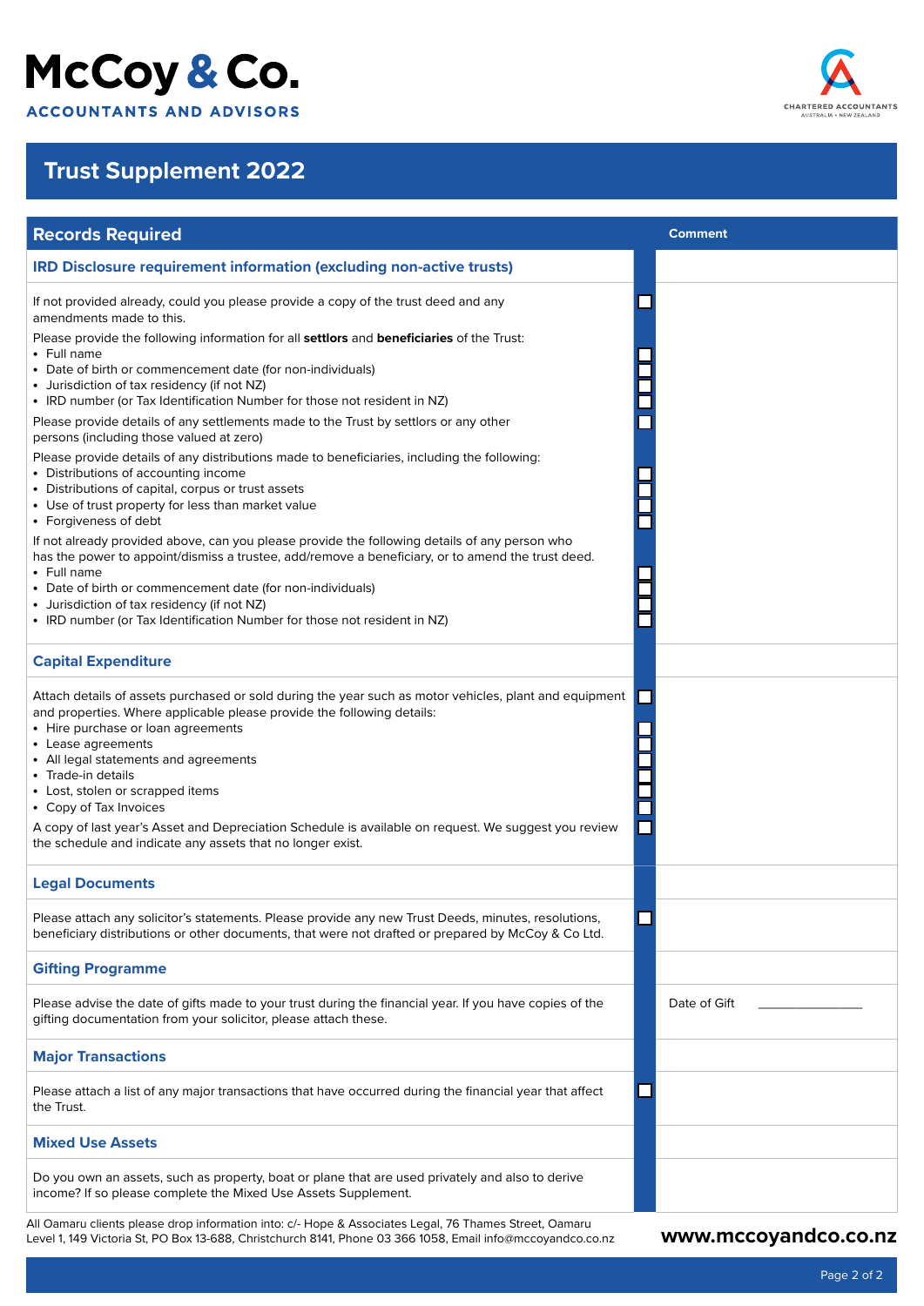# McCoy & Co.

**ACCOUNTANTS AND ADVISORS**

CHARTERED ACCOUNTANTS AUSTRALIA • NEW ZEALAND

## Trust Supplement 2022

| Records Required | | Comment |
|---|---|---|
| **IRD Disclosure requirement information (excluding non-active trusts)** | | |
| If not provided already, could you please provide a copy of the trust deed and any amendments made to this. | ☐ | |
| Please provide the following information for all **settlors** and **beneficiaries** of the Trust: | | |
| • Full name | ☐ | |
| • Date of birth or commencement date (for non-individuals) | ☐ | |
| • Jurisdiction of tax residency (if not NZ) | ☐ | |
| • IRD number (or Tax Identification Number for those not resident in NZ) | ☐ | |
| Please provide details of any settlements made to the Trust by settlors or any other persons (including those valued at zero) | ☐ | |
| Please provide details of any distributions made to beneficiaries, including the following: | | |
| • Distributions of accounting income | ☐ | |
| • Distributions of capital, corpus or trust assets | ☐ | |
| • Use of trust property for less than market value | ☐ | |
| • Forgiveness of debt | ☐ | |
| If not already provided above, can you please provide the following details of any person who has the power to appoint/dismiss a trustee, add/remove a beneficiary, or to amend the trust deed. | | |
| • Full name | ☐ | |
| • Date of birth or commencement date (for non-individuals) | ☐ | |
| • Jurisdiction of tax residency (if not NZ) | ☐ | |
| • IRD number (or Tax Identification Number for those not resident in NZ) | ☐ | |
| **Capital Expenditure** | | |
| Attach details of assets purchased or sold during the year such as motor vehicles, plant and equipment and properties. Where applicable please provide the following details: | ☐ | |
| • Hire purchase or loan agreements | ☐ | |
| • Lease agreements | ☐ | |
| • All legal statements and agreements | ☐ | |
| • Trade-in details | ☐ | |
| • Lost, stolen or scrapped items | ☐ | |
| • Copy of Tax Invoices | ☐ | |
| A copy of last year's Asset and Depreciation Schedule is available on request. We suggest you review the schedule and indicate any assets that no longer exist. | ☐ | |
| **Legal Documents** | | |
| Please attach any solicitor's statements. Please provide any new Trust Deeds, minutes, resolutions, beneficiary distributions or other documents, that were not drafted or prepared by McCoy & Co Ltd. | ☐ | |
| **Gifting Programme** | | |
| Please advise the date of gifts made to your trust during the financial year. If you have copies of the gifting documentation from your solicitor, please attach these. | | Date of Gift _______________ |
| **Major Transactions** | | |
| Please attach a list of any major transactions that have occurred during the financial year that affect the Trust. | ☐ | |
| **Mixed Use Assets** | | |
| Do you own an assets, such as property, boat or plane that are used privately and also to derive income? If so please complete the Mixed Use Assets Supplement. | | |

All Oamaru clients please drop information into: c/- Hope & Associates Legal, 76 Thames Street, Oamaru
Level 1, 149 Victoria St, PO Box 13-688, Christchurch 8141, Phone 03 366 1058, Email info@mccoyandco.co.nz

**www.mccoyandco.co.nz**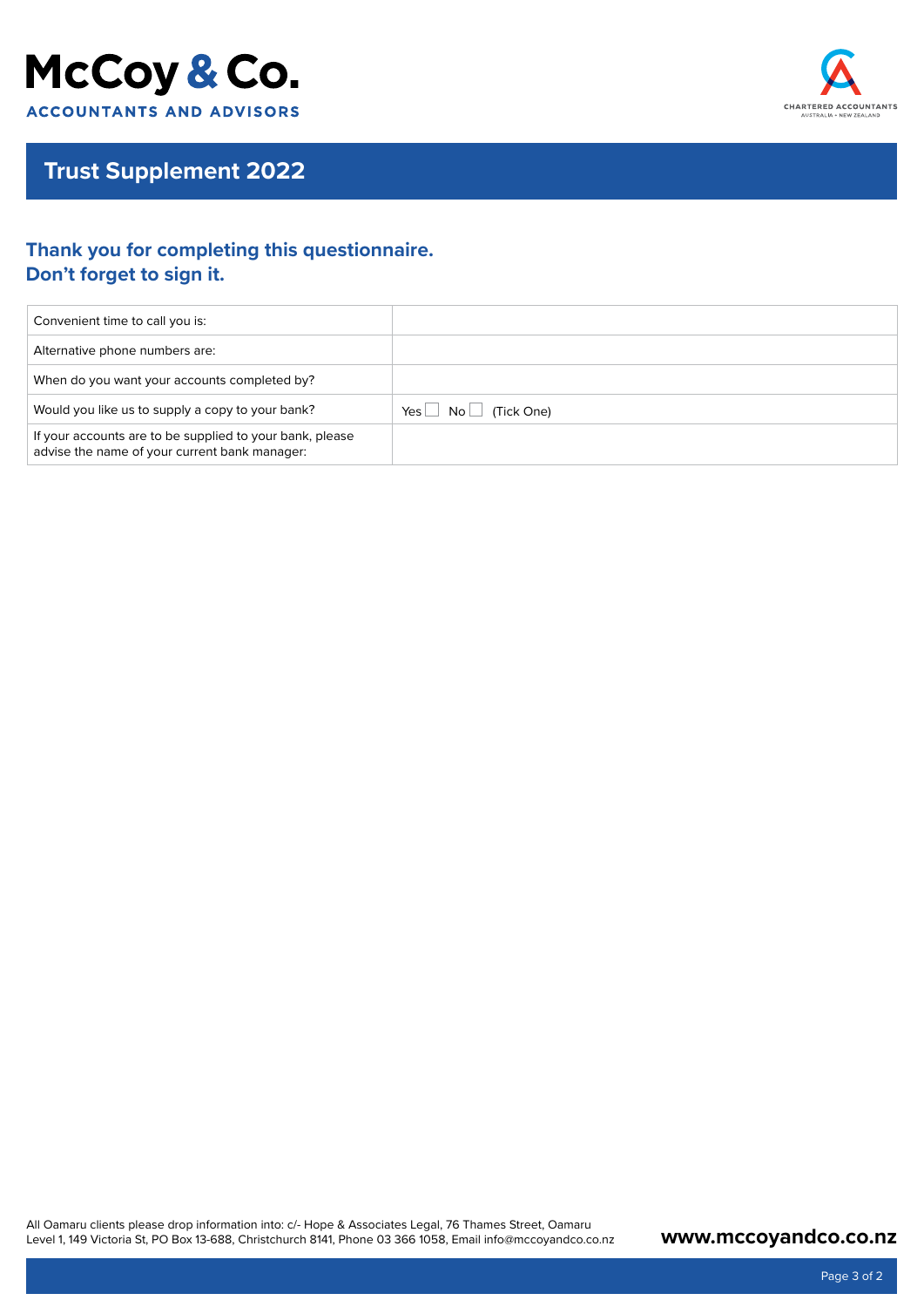McCoy & Co.

ACCOUNTANTS AND ADVISORS

CHARTERED ACCOUNTANTS
AUSTRALIA • NEW ZEALAND

# Trust Supplement 2022

## Thank you for completing this questionnaire.
## Don't forget to sign it.

| | |
|---|---|
| Convenient time to call you is: | |
| Alternative phone numbers are: | |
| When do you want your accounts completed by? | |
| Would you like us to supply a copy to your bank? | Yes ☐ No ☐ (Tick One) |
| If your accounts are to be supplied to your bank, please advise the name of your current bank manager: | |

All Oamaru clients please drop information into: c/- Hope & Associates Legal, 76 Thames Street, Oamaru
Level 1, 149 Victoria St, PO Box 13-688, Christchurch 8141, Phone 03 366 1058, Email info@mccoyandco.co.nz

**www.mccoyandco.co.nz**